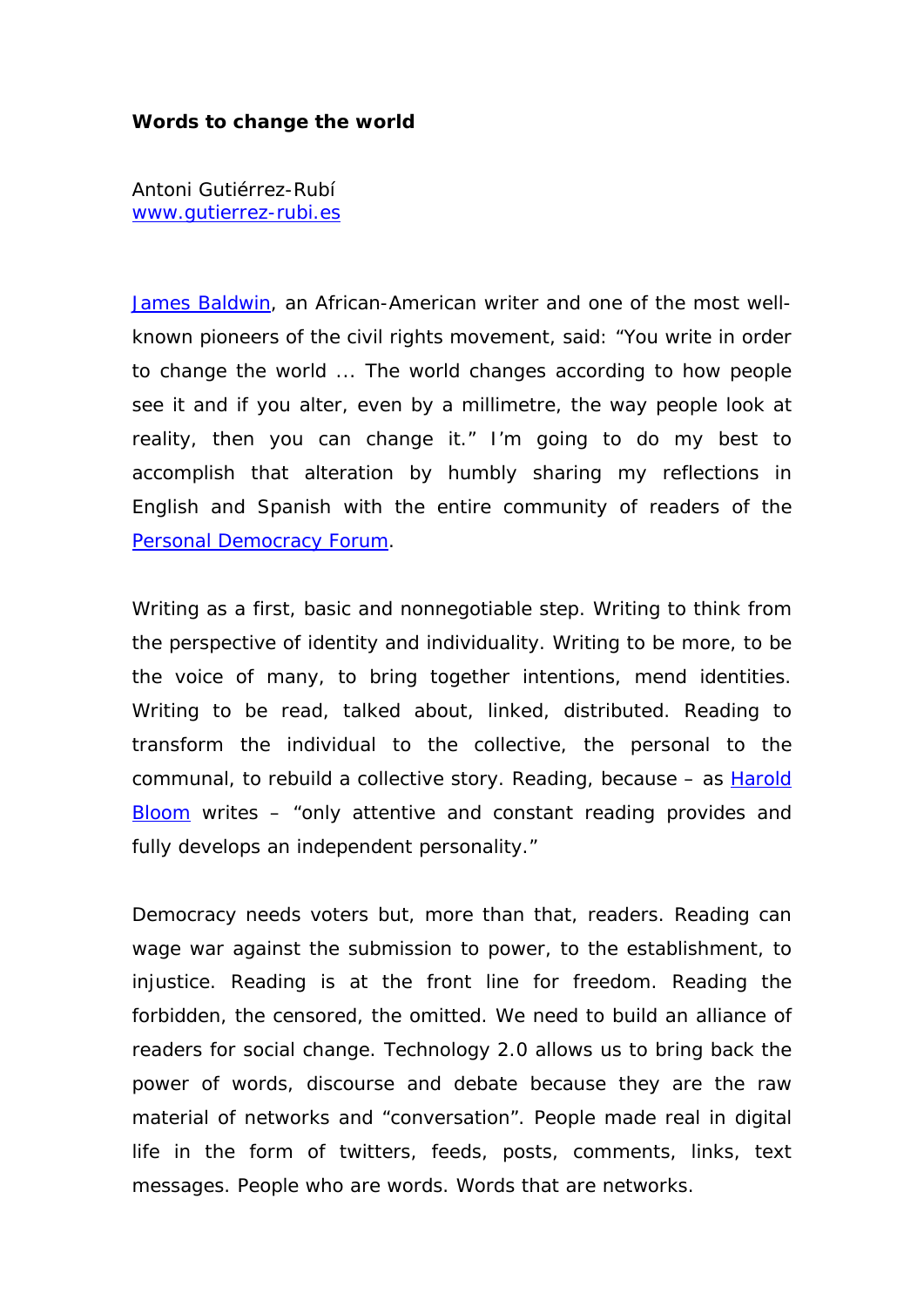**Words to change the world**

Antoni Gutiérrez-Rubí
www.gutierrez-rubi.es

James Baldwin, an African-American writer and one of the most well-known pioneers of the civil rights movement, said: "You write in order to change the world ... The world changes according to how people see it and if you alter, even by a millimetre, the way people look at reality, then you can change it." I'm going to do my best to accomplish that alteration by humbly sharing my reflections in English and Spanish with the entire community of readers of the Personal Democracy Forum.

Writing as a first, basic and nonnegotiable step. Writing to think from the perspective of identity and individuality. Writing to be more, to be the voice of many, to bring together intentions, mend identities. Writing to be read, talked about, linked, distributed. Reading to transform the individual to the collective, the personal to the communal, to rebuild a collective story. Reading, because – as Harold Bloom writes – "only attentive and constant reading provides and fully develops an independent personality."

Democracy needs voters but, more than that, readers. Reading can wage war against the submission to power, to the establishment, to injustice. Reading is at the front line for freedom. Reading the forbidden, the censored, the omitted. We need to build an alliance of readers for social change. Technology 2.0 allows us to bring back the power of words, discourse and debate because they are the raw material of networks and "conversation". People made real in digital life in the form of twitters, feeds, posts, comments, links, text messages. People who are words. Words that are networks.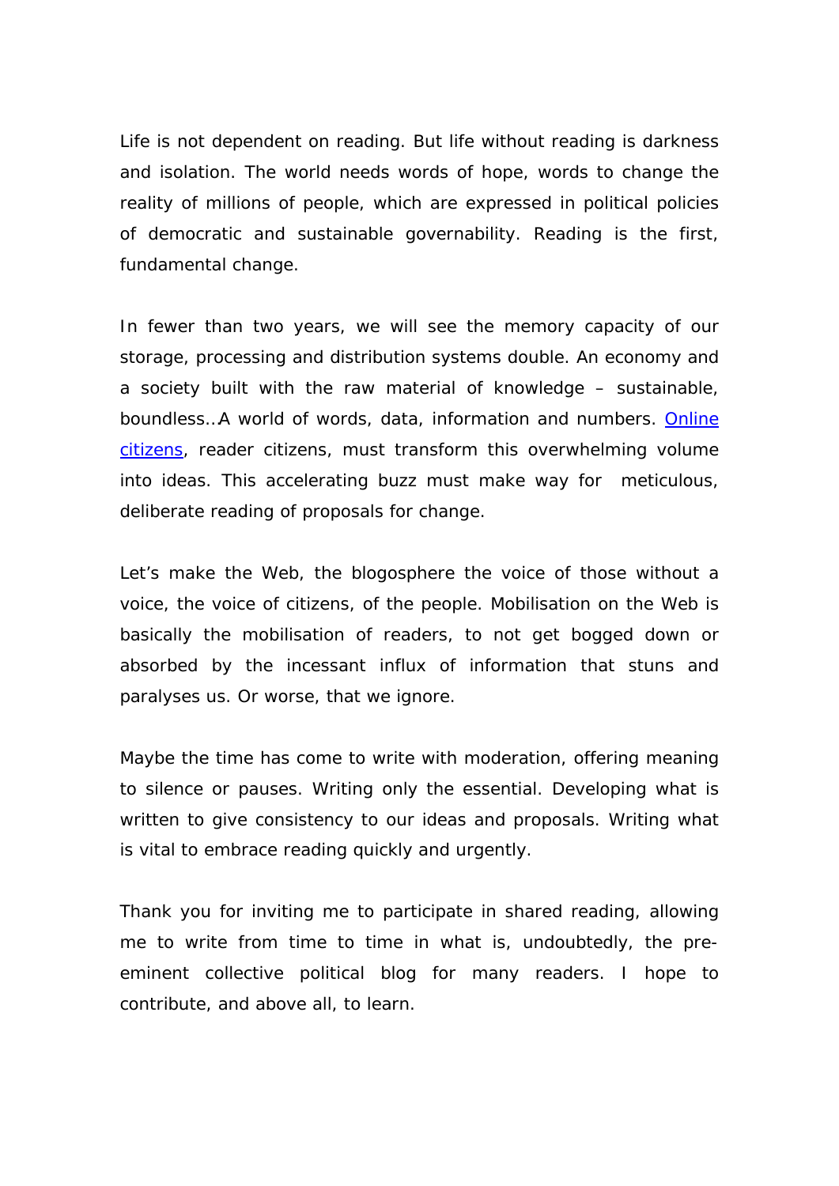Life is not dependent on reading. But life without reading is darkness and isolation. The world needs words of hope, words to change the reality of millions of people, which are expressed in political policies of democratic and sustainable governability. Reading is the first, fundamental change.

In fewer than two years, we will see the memory capacity of our storage, processing and distribution systems double. An economy and a society built with the raw material of knowledge – sustainable, boundless..A world of words, data, information and numbers. Online citizens, reader citizens, must transform this overwhelming volume into ideas. This accelerating buzz must make way for meticulous, deliberate reading of proposals for change.

Let's make the Web, the blogosphere the voice of those without a voice, the voice of citizens, of the people. Mobilisation on the Web is basically the mobilisation of readers, to not get bogged down or absorbed by the incessant influx of information that stuns and paralyses us. Or worse, that we ignore.

Maybe the time has come to write with moderation, offering meaning to silence or pauses. Writing only the essential. Developing what is written to give consistency to our ideas and proposals. Writing what is vital to embrace reading quickly and urgently.

Thank you for inviting me to participate in shared reading, allowing me to write from time to time in what is, undoubtedly, the pre-eminent collective political blog for many readers. I hope to contribute, and above all, to learn.